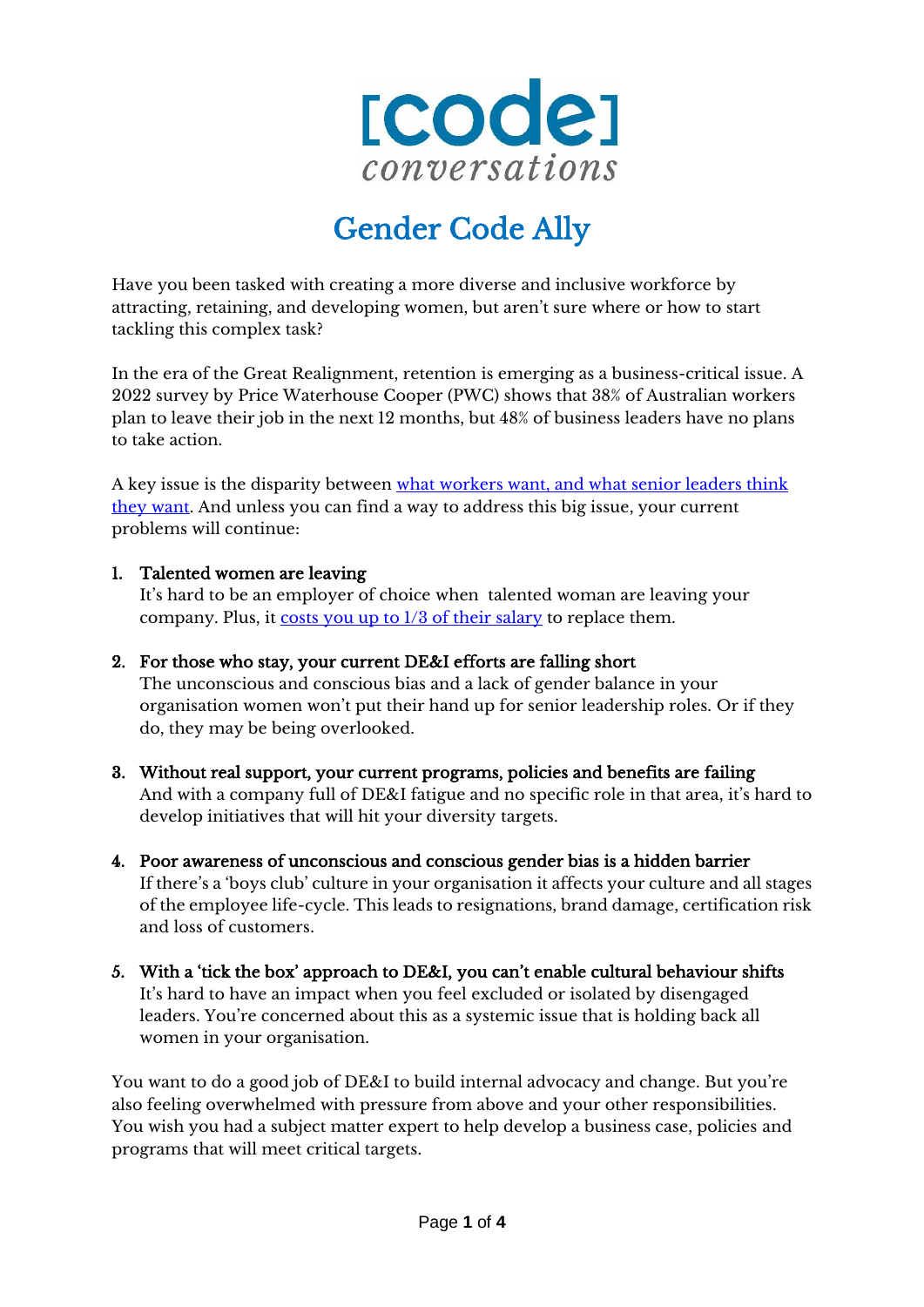# [code] conversations

# Gender Code Ally

Have you been tasked with creating a more diverse and inclusive workforce by attracting, retaining, and developing women, but aren't sure where or how to start tackling this complex task?

In the era of the Great Realignment, retention is emerging as a business-critical issue. A 2022 survey by Price Waterhouse Cooper (PWC) shows that 38% of Australian workers plan to leave their job in the next 12 months, but 48% of business leaders have no plans to take action.

A key issue is the disparity between what workers want, and what senior leaders think they want. And unless you can find a way to address this big issue, your current problems will continue:

1. **Talented women are leaving**
   It's hard to be an employer of choice when talented woman are leaving your company. Plus, it costs you up to 1/3 of their salary to replace them.

2. **For those who stay, your current DE&I efforts are falling short**
   The unconscious and conscious bias and a lack of gender balance in your organisation women won't put their hand up for senior leadership roles. Or if they do, they may be being overlooked.

3. **Without real support, your current programs, policies and benefits are failing**
   And with a company full of DE&I fatigue and no specific role in that area, it's hard to develop initiatives that will hit your diversity targets.

4. **Poor awareness of unconscious and conscious gender bias is a hidden barrier**
   If there's a 'boys club' culture in your organisation it affects your culture and all stages of the employee life-cycle. This leads to resignations, brand damage, certification risk and loss of customers.

5. **With a 'tick the box' approach to DE&I, you can't enable cultural behaviour shifts**
   It's hard to have an impact when you feel excluded or isolated by disengaged leaders. You're concerned about this as a systemic issue that is holding back all women in your organisation.

You want to do a good job of DE&I to build internal advocacy and change. But you're also feeling overwhelmed with pressure from above and your other responsibilities. You wish you had a subject matter expert to help develop a business case, policies and programs that will meet critical targets.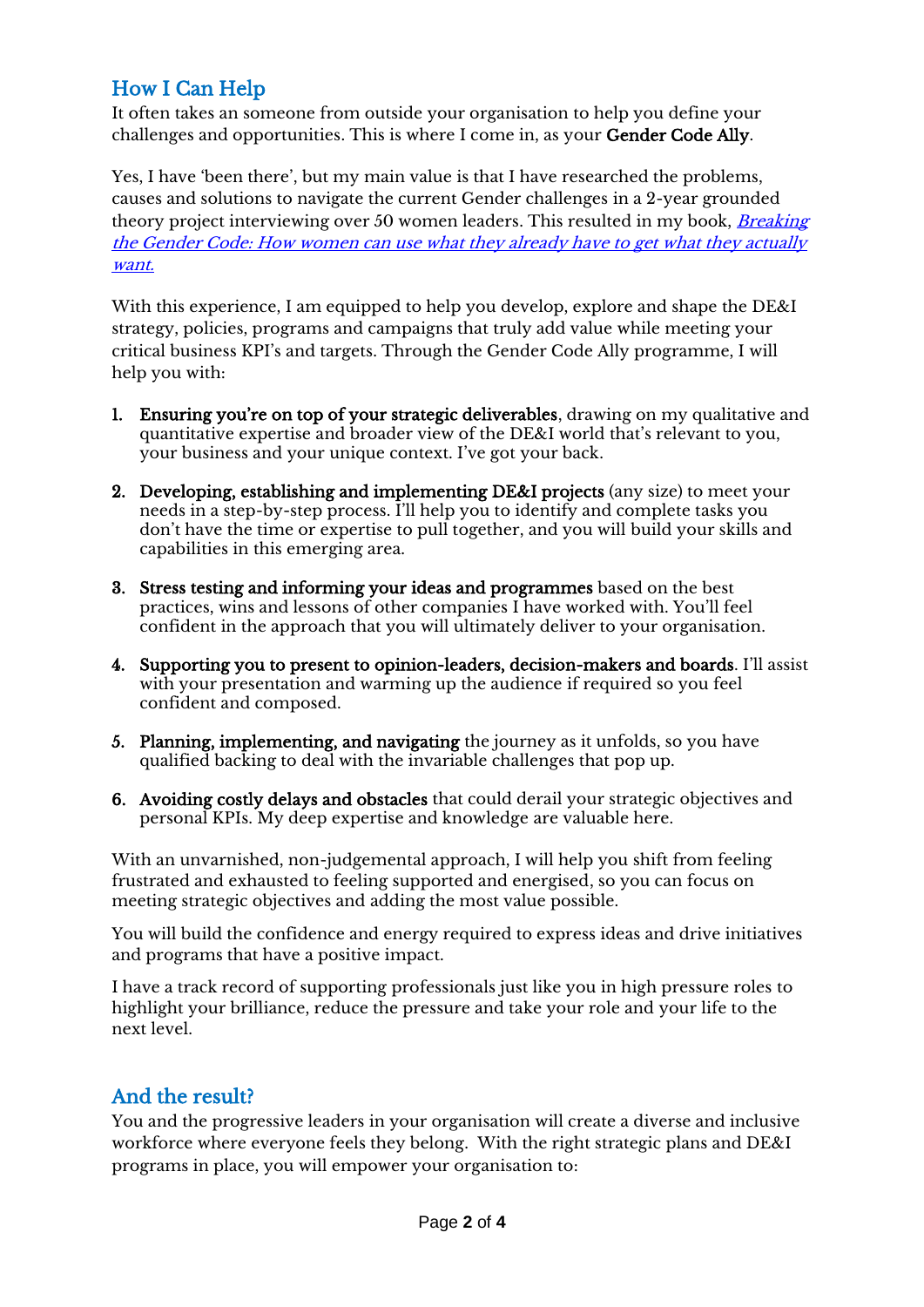## How I Can Help

It often takes an someone from outside your organisation to help you define your challenges and opportunities. This is where I come in, as your **Gender Code Ally**.

Yes, I have 'been there', but my main value is that I have researched the problems, causes and solutions to navigate the current Gender challenges in a 2-year grounded theory project interviewing over 50 women leaders. This resulted in my book, *Breaking the Gender Code: How women can use what they already have to get what they actually want.*

With this experience, I am equipped to help you develop, explore and shape the DE&I strategy, policies, programs and campaigns that truly add value while meeting your critical business KPI's and targets. Through the Gender Code Ally programme, I will help you with:

1. **Ensuring you're on top of your strategic deliverables**, drawing on my qualitative and quantitative expertise and broader view of the DE&I world that's relevant to you, your business and your unique context. I've got your back.
2. **Developing, establishing and implementing DE&I projects** (any size) to meet your needs in a step-by-step process. I'll help you to identify and complete tasks you don't have the time or expertise to pull together, and you will build your skills and capabilities in this emerging area.
3. **Stress testing and informing your ideas and programmes** based on the best practices, wins and lessons of other companies I have worked with. You'll feel confident in the approach that you will ultimately deliver to your organisation.
4. **Supporting you to present to opinion-leaders, decision-makers and boards**. I'll assist with your presentation and warming up the audience if required so you feel confident and composed.
5. **Planning, implementing, and navigating** the journey as it unfolds, so you have qualified backing to deal with the invariable challenges that pop up.
6. **Avoiding costly delays and obstacles** that could derail your strategic objectives and personal KPIs. My deep expertise and knowledge are valuable here.

With an unvarnished, non-judgemental approach, I will help you shift from feeling frustrated and exhausted to feeling supported and energised, so you can focus on meeting strategic objectives and adding the most value possible.

You will build the confidence and energy required to express ideas and drive initiatives and programs that have a positive impact.

I have a track record of supporting professionals just like you in high pressure roles to highlight your brilliance, reduce the pressure and take your role and your life to the next level.

## And the result?

You and the progressive leaders in your organisation will create a diverse and inclusive workforce where everyone feels they belong. With the right strategic plans and DE&I programs in place, you will empower your organisation to: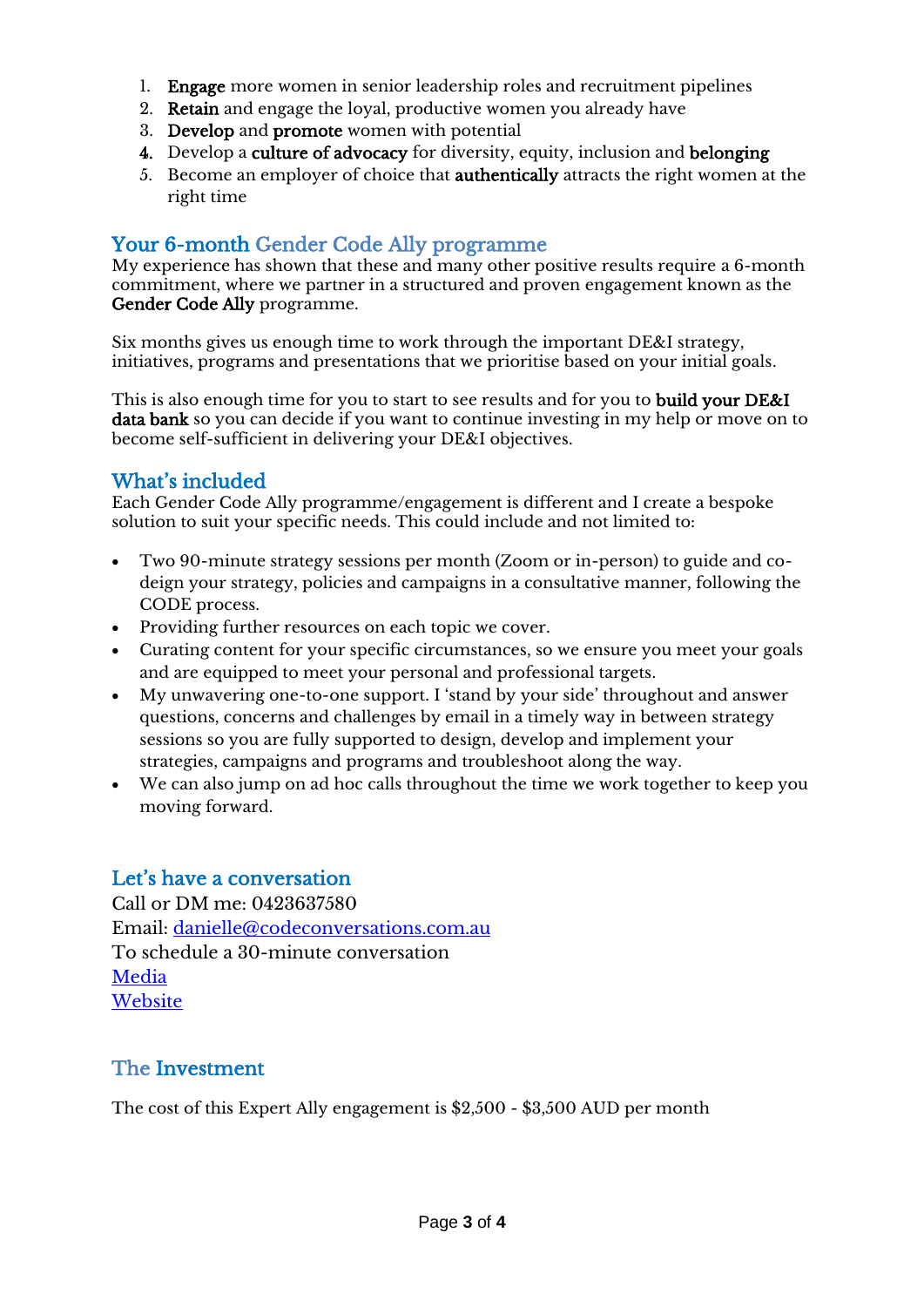1. **Engage** more women in senior leadership roles and recruitment pipelines
2. **Retain** and engage the loyal, productive women you already have
3. **Develop** and **promote** women with potential
4. Develop a **culture of advocacy** for diversity, equity, inclusion and **belonging**
5. Become an employer of choice that **authentically** attracts the right women at the right time

## Your 6-month Gender Code Ally programme

My experience has shown that these and many other positive results require a 6-month commitment, where we partner in a structured and proven engagement known as the **Gender Code Ally** programme.

Six months gives us enough time to work through the important DE&I strategy, initiatives, programs and presentations that we prioritise based on your initial goals.

This is also enough time for you to start to see results and for you to **build your DE&I data bank** so you can decide if you want to continue investing in my help or move on to become self-sufficient in delivering your DE&I objectives.

## What's included

Each Gender Code Ally programme/engagement is different and I create a bespoke solution to suit your specific needs. This could include and not limited to:

- Two 90-minute strategy sessions per month (Zoom or in-person) to guide and co-deign your strategy, policies and campaigns in a consultative manner, following the CODE process.
- Providing further resources on each topic we cover.
- Curating content for your specific circumstances, so we ensure you meet your goals and are equipped to meet your personal and professional targets.
- My unwavering one-to-one support. I 'stand by your side' throughout and answer questions, concerns and challenges by email in a timely way in between strategy sessions so you are fully supported to design, develop and implement your strategies, campaigns and programs and troubleshoot along the way.
- We can also jump on ad hoc calls throughout the time we work together to keep you moving forward.

## Let's have a conversation

Call or DM me: 0423637580
Email: danielle@codeconversations.com.au
To schedule a 30-minute conversation
Media
Website

## The Investment

The cost of this Expert Ally engagement is $2,500 - $3,500 AUD per month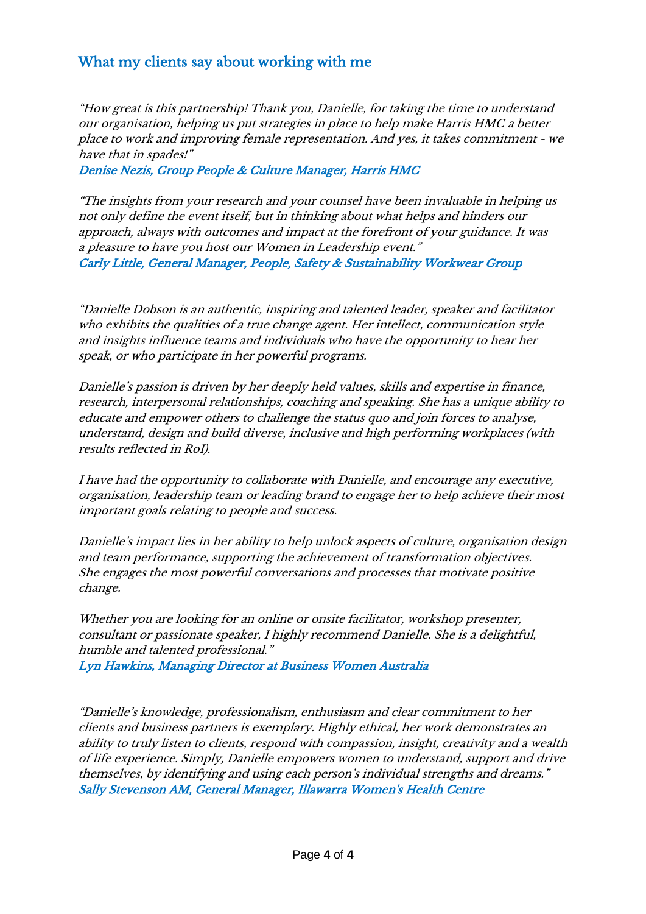## What my clients say about working with me

*"How great is this partnership! Thank you, Danielle, for taking the time to understand our organisation, helping us put strategies in place to help make Harris HMC a better place to work and improving female representation. And yes, it takes commitment - we have that in spades!"*
*Denise Nezis, Group People & Culture Manager, Harris HMC*

*"The insights from your research and your counsel have been invaluable in helping us not only define the event itself, but in thinking about what helps and hinders our approach, always with outcomes and impact at the forefront of your guidance. It was a pleasure to have you host our Women in Leadership event."*
*Carly Little, General Manager, People, Safety & Sustainability Workwear Group*

*"Danielle Dobson is an authentic, inspiring and talented leader, speaker and facilitator who exhibits the qualities of a true change agent. Her intellect, communication style and insights influence teams and individuals who have the opportunity to hear her speak, or who participate in her powerful programs.*

*Danielle's passion is driven by her deeply held values, skills and expertise in finance, research, interpersonal relationships, coaching and speaking. She has a unique ability to educate and empower others to challenge the status quo and join forces to analyse, understand, design and build diverse, inclusive and high performing workplaces (with results reflected in RoI).*

*I have had the opportunity to collaborate with Danielle, and encourage any executive, organisation, leadership team or leading brand to engage her to help achieve their most important goals relating to people and success.*

*Danielle's impact lies in her ability to help unlock aspects of culture, organisation design and team performance, supporting the achievement of transformation objectives. She engages the most powerful conversations and processes that motivate positive change.*

*Whether you are looking for an online or onsite facilitator, workshop presenter, consultant or passionate speaker, I highly recommend Danielle. She is a delightful, humble and talented professional."*
*Lyn Hawkins, Managing Director at Business Women Australia*

*"Danielle's knowledge, professionalism, enthusiasm and clear commitment to her clients and business partners is exemplary. Highly ethical, her work demonstrates an ability to truly listen to clients, respond with compassion, insight, creativity and a wealth of life experience. Simply, Danielle empowers women to understand, support and drive themselves, by identifying and using each person's individual strengths and dreams."*
*Sally Stevenson AM, General Manager, Illawarra Women's Health Centre*